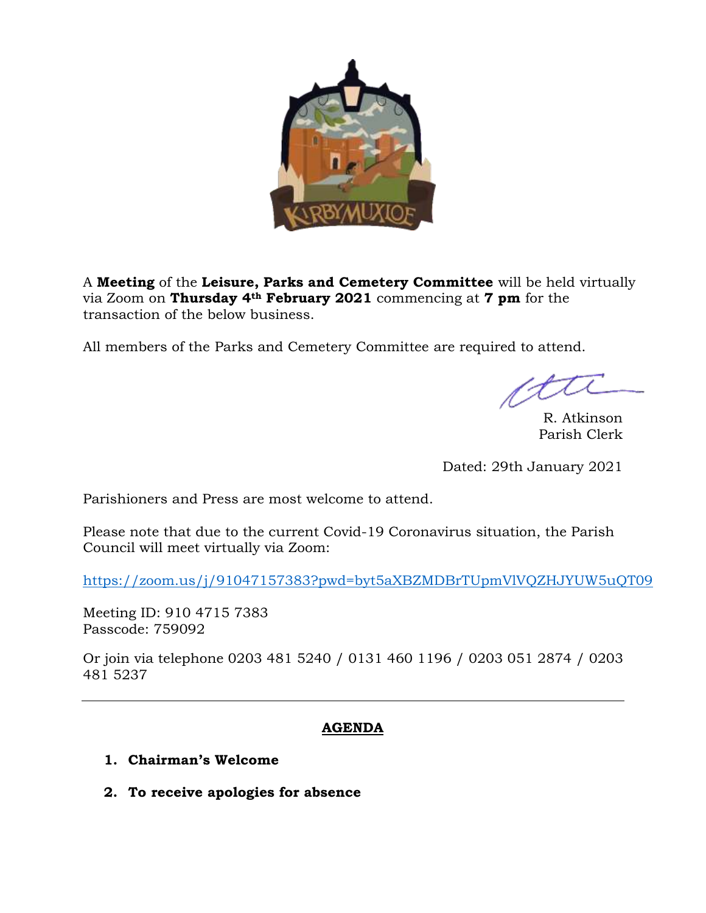A **Meeting** of the **Leisure, Parks and Cemetery Committee** will be held virtually via Zoom on **Thursday 4th February 2021** commencing at **7 pm** for the transaction of the below business.

All members of the Parks and Cemetery Committee are required to attend.

R. Atkinson
Parish Clerk

Dated: 29th January 2021

Parishioners and Press are most welcome to attend.

Please note that due to the current Covid-19 Coronavirus situation, the Parish Council will meet virtually via Zoom:

https://zoom.us/j/91047157383?pwd=byt5aXBZMDBrTUpmVlVQZHJYUW5uQT09

Meeting ID: 910 4715 7383
Passcode: 759092

Or join via telephone 0203 481 5240 / 0131 460 1196 / 0203 051 2874 / 0203 481 5237

---

## AGENDA

1. **Chairman's Welcome**

2. **To receive apologies for absence**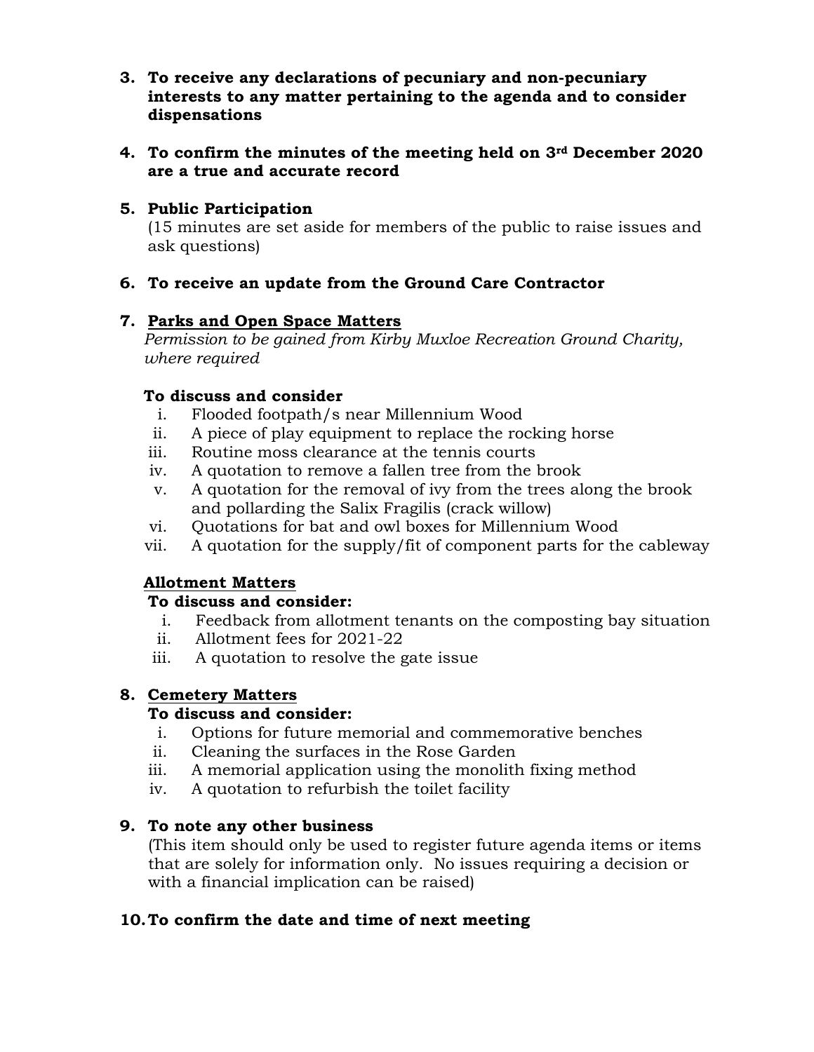3. **To receive any declarations of pecuniary and non-pecuniary interests to any matter pertaining to the agenda and to consider dispensations**

4. **To confirm the minutes of the meeting held on 3rd December 2020 are a true and accurate record**

5. **Public Participation**
   (15 minutes are set aside for members of the public to raise issues and ask questions)

6. **To receive an update from the Ground Care Contractor**

7. **Parks and Open Space Matters**
   *Permission to be gained from Kirby Muxloe Recreation Ground Charity, where required*

   **To discuss and consider**
   i. Flooded footpath/s near Millennium Wood
   ii. A piece of play equipment to replace the rocking horse
   iii. Routine moss clearance at the tennis courts
   iv. A quotation to remove a fallen tree from the brook
   v. A quotation for the removal of ivy from the trees along the brook and pollarding the Salix Fragilis (crack willow)
   vi. Quotations for bat and owl boxes for Millennium Wood
   vii. A quotation for the supply/fit of component parts for the cableway

   **Allotment Matters**
   **To discuss and consider:**
   i. Feedback from allotment tenants on the composting bay situation
   ii. Allotment fees for 2021-22
   iii. A quotation to resolve the gate issue

8. **Cemetery Matters**
   **To discuss and consider:**
   i. Options for future memorial and commemorative benches
   ii. Cleaning the surfaces in the Rose Garden
   iii. A memorial application using the monolith fixing method
   iv. A quotation to refurbish the toilet facility

9. **To note any other business**
   (This item should only be used to register future agenda items or items that are solely for information only. No issues requiring a decision or with a financial implication can be raised)

10. **To confirm the date and time of next meeting**